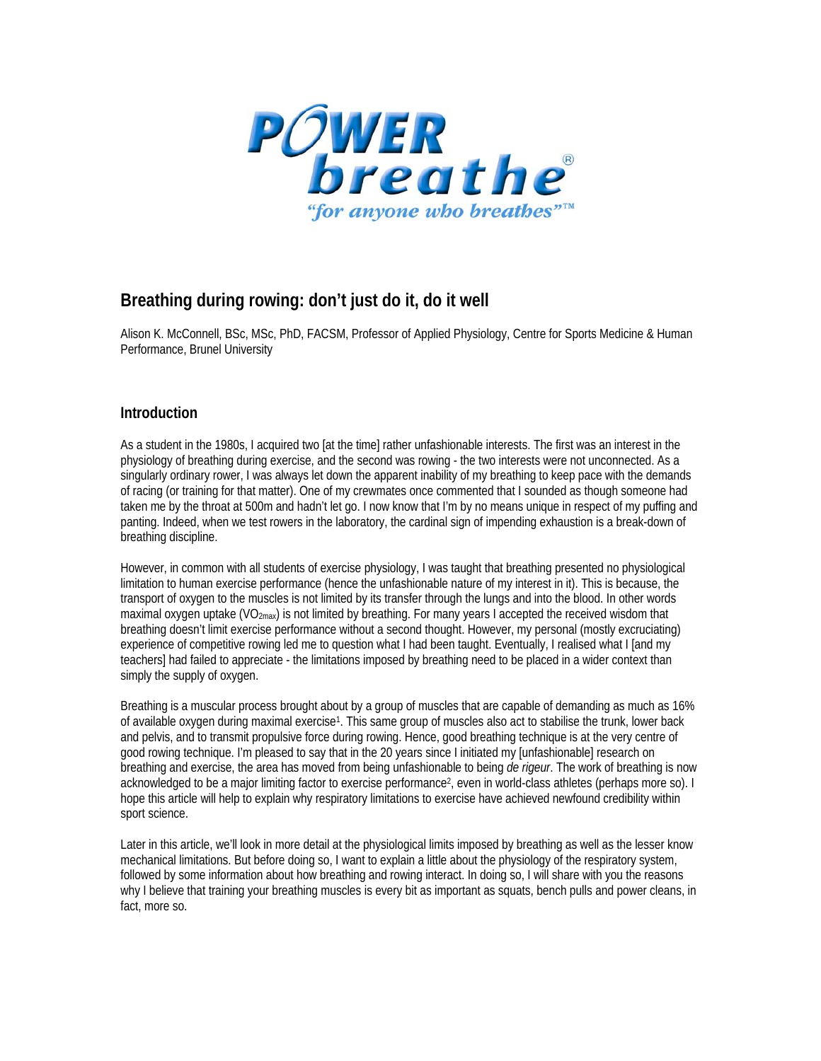POWER breathe®
"for anyone who breathes"™

# Breathing during rowing: don't just do it, do it well

Alison K. McConnell, BSc, MSc, PhD, FACSM, Professor of Applied Physiology, Centre for Sports Medicine & Human Performance, Brunel University

## Introduction

As a student in the 1980s, I acquired two [at the time] rather unfashionable interests. The first was an interest in the physiology of breathing during exercise, and the second was rowing - the two interests were not unconnected. As a singularly ordinary rower, I was always let down the apparent inability of my breathing to keep pace with the demands of racing (or training for that matter). One of my crewmates once commented that I sounded as though someone had taken me by the throat at 500m and hadn't let go. I now know that I'm by no means unique in respect of my puffing and panting. Indeed, when we test rowers in the laboratory, the cardinal sign of impending exhaustion is a break-down of breathing discipline.

However, in common with all students of exercise physiology, I was taught that breathing presented no physiological limitation to human exercise performance (hence the unfashionable nature of my interest in it). This is because, the transport of oxygen to the muscles is not limited by its transfer through the lungs and into the blood. In other words maximal oxygen uptake ($VO_{2max}$) is not limited by breathing. For many years I accepted the received wisdom that breathing doesn't limit exercise performance without a second thought. However, my personal (mostly excruciating) experience of competitive rowing led me to question what I had been taught. Eventually, I realised what I [and my teachers] had failed to appreciate - the limitations imposed by breathing need to be placed in a wider context than simply the supply of oxygen.

Breathing is a muscular process brought about by a group of muscles that are capable of demanding as much as 16% of available oxygen during maximal exercise[1]. This same group of muscles also act to stabilise the trunk, lower back and pelvis, and to transmit propulsive force during rowing. Hence, good breathing technique is at the very centre of good rowing technique. I'm pleased to say that in the 20 years since I initiated my [unfashionable] research on breathing and exercise, the area has moved from being unfashionable to being *de rigeur*. The work of breathing is now acknowledged to be a major limiting factor to exercise performance[2], even in world-class athletes (perhaps more so). I hope this article will help to explain why respiratory limitations to exercise have achieved newfound credibility within sport science.

Later in this article, we'll look in more detail at the physiological limits imposed by breathing as well as the lesser know mechanical limitations. But before doing so, I want to explain a little about the physiology of the respiratory system, followed by some information about how breathing and rowing interact. In doing so, I will share with you the reasons why I believe that training your breathing muscles is every bit as important as squats, bench pulls and power cleans, in fact, more so.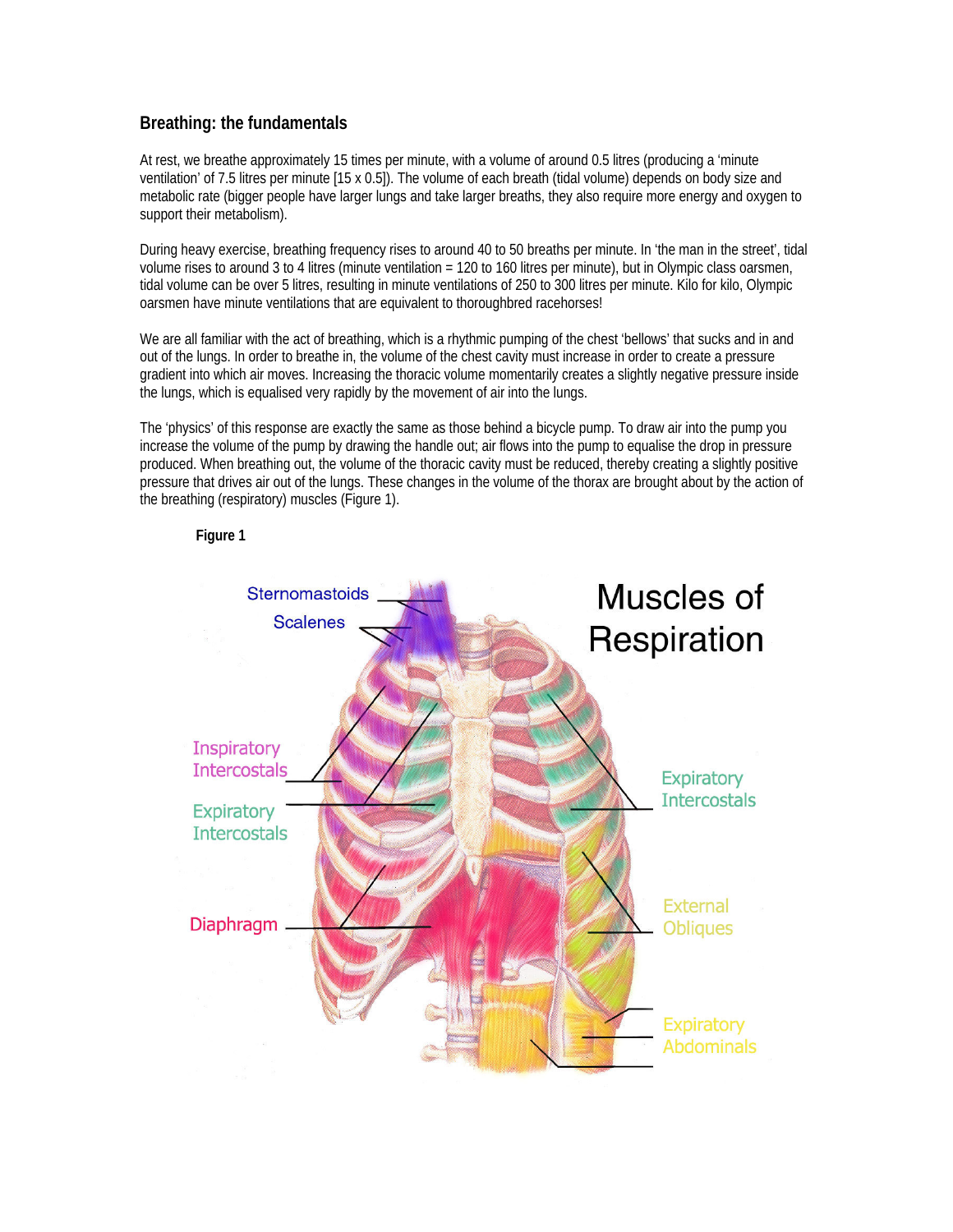## Breathing: the fundamentals

At rest, we breathe approximately 15 times per minute, with a volume of around 0.5 litres (producing a 'minute ventilation' of 7.5 litres per minute [15 x 0.5]). The volume of each breath (tidal volume) depends on body size and metabolic rate (bigger people have larger lungs and take larger breaths, they also require more energy and oxygen to support their metabolism).

During heavy exercise, breathing frequency rises to around 40 to 50 breaths per minute. In 'the man in the street', tidal volume rises to around 3 to 4 litres (minute ventilation = 120 to 160 litres per minute), but in Olympic class oarsmen, tidal volume can be over 5 litres, resulting in minute ventilations of 250 to 300 litres per minute. Kilo for kilo, Olympic oarsmen have minute ventilations that are equivalent to thoroughbred racehorses!

We are all familiar with the act of breathing, which is a rhythmic pumping of the chest 'bellows' that sucks and in and out of the lungs. In order to breathe in, the volume of the chest cavity must increase in order to create a pressure gradient into which air moves. Increasing the thoracic volume momentarily creates a slightly negative pressure inside the lungs, which is equalised very rapidly by the movement of air into the lungs.

The 'physics' of this response are exactly the same as those behind a bicycle pump. To draw air into the pump you increase the volume of the pump by drawing the handle out; air flows into the pump to equalise the drop in pressure produced. When breathing out, the volume of the thoracic cavity must be reduced, thereby creating a slightly positive pressure that drives air out of the lungs. These changes in the volume of the thorax are brought about by the action of the breathing (respiratory) muscles (Figure 1).

**Figure 1**

Muscles of Respiration

Sternomastoids, Scalenes, Inspiratory Intercostals, Expiratory Intercostals, Diaphragm, Expiratory Intercostals, External Obliques, Expiratory Abdominals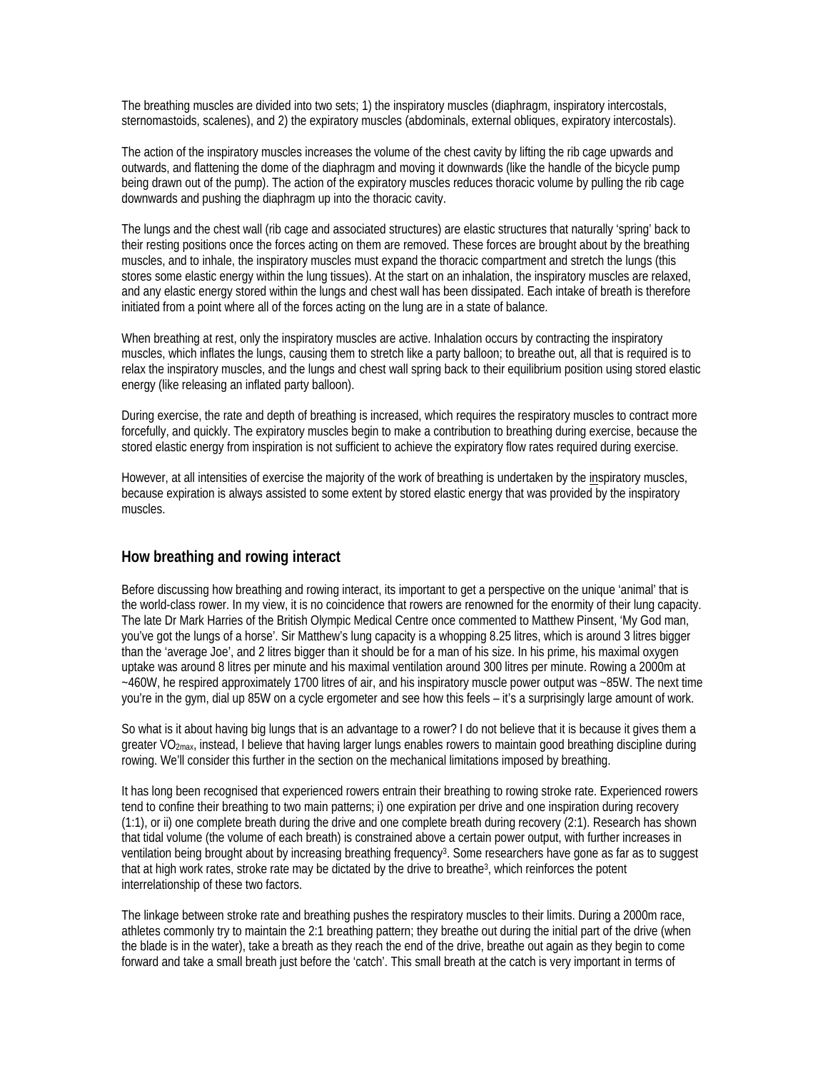The breathing muscles are divided into two sets; 1) the inspiratory muscles (diaphragm, inspiratory intercostals, sternomastoids, scalenes), and 2) the expiratory muscles (abdominals, external obliques, expiratory intercostals).

The action of the inspiratory muscles increases the volume of the chest cavity by lifting the rib cage upwards and outwards, and flattening the dome of the diaphragm and moving it downwards (like the handle of the bicycle pump being drawn out of the pump). The action of the expiratory muscles reduces thoracic volume by pulling the rib cage downwards and pushing the diaphragm up into the thoracic cavity.

The lungs and the chest wall (rib cage and associated structures) are elastic structures that naturally 'spring' back to their resting positions once the forces acting on them are removed. These forces are brought about by the breathing muscles, and to inhale, the inspiratory muscles must expand the thoracic compartment and stretch the lungs (this stores some elastic energy within the lung tissues). At the start on an inhalation, the inspiratory muscles are relaxed, and any elastic energy stored within the lungs and chest wall has been dissipated. Each intake of breath is therefore initiated from a point where all of the forces acting on the lung are in a state of balance.

When breathing at rest, only the inspiratory muscles are active. Inhalation occurs by contracting the inspiratory muscles, which inflates the lungs, causing them to stretch like a party balloon; to breathe out, all that is required is to relax the inspiratory muscles, and the lungs and chest wall spring back to their equilibrium position using stored elastic energy (like releasing an inflated party balloon).

During exercise, the rate and depth of breathing is increased, which requires the respiratory muscles to contract more forcefully, and quickly. The expiratory muscles begin to make a contribution to breathing during exercise, because the stored elastic energy from inspiration is not sufficient to achieve the expiratory flow rates required during exercise.

However, at all intensities of exercise the majority of the work of breathing is undertaken by the inspiratory muscles, because expiration is always assisted to some extent by stored elastic energy that was provided by the inspiratory muscles.

## How breathing and rowing interact

Before discussing how breathing and rowing interact, its important to get a perspective on the unique 'animal' that is the world-class rower. In my view, it is no coincidence that rowers are renowned for the enormity of their lung capacity. The late Dr Mark Harries of the British Olympic Medical Centre once commented to Matthew Pinsent, 'My God man, you've got the lungs of a horse'. Sir Matthew's lung capacity is a whopping 8.25 litres, which is around 3 litres bigger than the 'average Joe', and 2 litres bigger than it should be for a man of his size. In his prime, his maximal oxygen uptake was around 8 litres per minute and his maximal ventilation around 300 litres per minute. Rowing a 2000m at ~460W, he respired approximately 1700 litres of air, and his inspiratory muscle power output was ~85W. The next time you're in the gym, dial up 85W on a cycle ergometer and see how this feels – it's a surprisingly large amount of work.

So what is it about having big lungs that is an advantage to a rower? I do not believe that it is because it gives them a greater $VO_{2max}$, instead, I believe that having larger lungs enables rowers to maintain good breathing discipline during rowing. We'll consider this further in the section on the mechanical limitations imposed by breathing.

It has long been recognised that experienced rowers entrain their breathing to rowing stroke rate. Experienced rowers tend to confine their breathing to two main patterns; i) one expiration per drive and one inspiration during recovery (1:1), or ii) one complete breath during the drive and one complete breath during recovery (2:1). Research has shown that tidal volume (the volume of each breath) is constrained above a certain power output, with further increases in ventilation being brought about by increasing breathing frequency[3]. Some researchers have gone as far as to suggest that at high work rates, stroke rate may be dictated by the drive to breathe[3], which reinforces the potent interrelationship of these two factors.

The linkage between stroke rate and breathing pushes the respiratory muscles to their limits. During a 2000m race, athletes commonly try to maintain the 2:1 breathing pattern; they breathe out during the initial part of the drive (when the blade is in the water), take a breath as they reach the end of the drive, breathe out again as they begin to come forward and take a small breath just before the 'catch'. This small breath at the catch is very important in terms of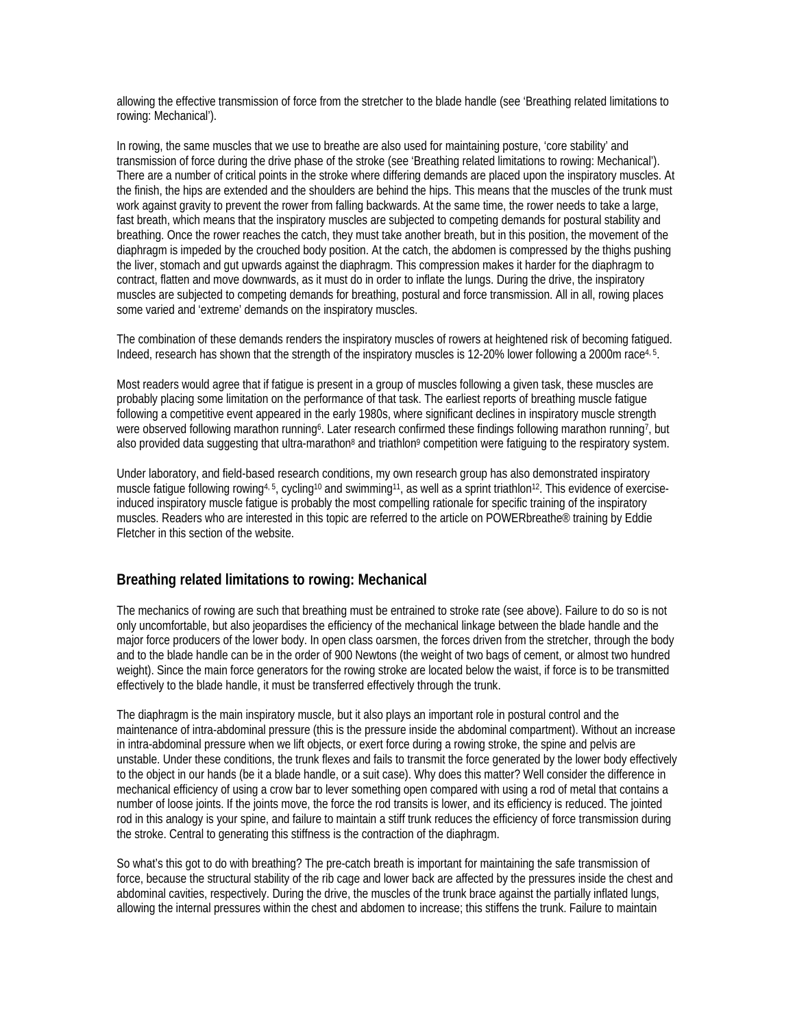allowing the effective transmission of force from the stretcher to the blade handle (see 'Breathing related limitations to rowing: Mechanical').

In rowing, the same muscles that we use to breathe are also used for maintaining posture, 'core stability' and transmission of force during the drive phase of the stroke (see 'Breathing related limitations to rowing: Mechanical'). There are a number of critical points in the stroke where differing demands are placed upon the inspiratory muscles. At the finish, the hips are extended and the shoulders are behind the hips. This means that the muscles of the trunk must work against gravity to prevent the rower from falling backwards. At the same time, the rower needs to take a large, fast breath, which means that the inspiratory muscles are subjected to competing demands for postural stability and breathing. Once the rower reaches the catch, they must take another breath, but in this position, the movement of the diaphragm is impeded by the crouched body position. At the catch, the abdomen is compressed by the thighs pushing the liver, stomach and gut upwards against the diaphragm. This compression makes it harder for the diaphragm to contract, flatten and move downwards, as it must do in order to inflate the lungs. During the drive, the inspiratory muscles are subjected to competing demands for breathing, postural and force transmission. All in all, rowing places some varied and 'extreme' demands on the inspiratory muscles.

The combination of these demands renders the inspiratory muscles of rowers at heightened risk of becoming fatigued. Indeed, research has shown that the strength of the inspiratory muscles is 12-20% lower following a 2000m race[4, 5].

Most readers would agree that if fatigue is present in a group of muscles following a given task, these muscles are probably placing some limitation on the performance of that task. The earliest reports of breathing muscle fatigue following a competitive event appeared in the early 1980s, where significant declines in inspiratory muscle strength were observed following marathon running[6]. Later research confirmed these findings following marathon running[7], but also provided data suggesting that ultra-marathon[8] and triathlon[9] competition were fatiguing to the respiratory system.

Under laboratory, and field-based research conditions, my own research group has also demonstrated inspiratory muscle fatigue following rowing[4, 5], cycling[10] and swimming[11], as well as a sprint triathlon[12]. This evidence of exercise-induced inspiratory muscle fatigue is probably the most compelling rationale for specific training of the inspiratory muscles. Readers who are interested in this topic are referred to the article on POWERbreathe® training by Eddie Fletcher in this section of the website.

## Breathing related limitations to rowing: Mechanical

The mechanics of rowing are such that breathing must be entrained to stroke rate (see above). Failure to do so is not only uncomfortable, but also jeopardises the efficiency of the mechanical linkage between the blade handle and the major force producers of the lower body. In open class oarsmen, the forces driven from the stretcher, through the body and to the blade handle can be in the order of 900 Newtons (the weight of two bags of cement, or almost two hundred weight). Since the main force generators for the rowing stroke are located below the waist, if force is to be transmitted effectively to the blade handle, it must be transferred effectively through the trunk.

The diaphragm is the main inspiratory muscle, but it also plays an important role in postural control and the maintenance of intra-abdominal pressure (this is the pressure inside the abdominal compartment). Without an increase in intra-abdominal pressure when we lift objects, or exert force during a rowing stroke, the spine and pelvis are unstable. Under these conditions, the trunk flexes and fails to transmit the force generated by the lower body effectively to the object in our hands (be it a blade handle, or a suit case). Why does this matter? Well consider the difference in mechanical efficiency of using a crow bar to lever something open compared with using a rod of metal that contains a number of loose joints. If the joints move, the force the rod transits is lower, and its efficiency is reduced. The jointed rod in this analogy is your spine, and failure to maintain a stiff trunk reduces the efficiency of force transmission during the stroke. Central to generating this stiffness is the contraction of the diaphragm.

So what's this got to do with breathing? The pre-catch breath is important for maintaining the safe transmission of force, because the structural stability of the rib cage and lower back are affected by the pressures inside the chest and abdominal cavities, respectively. During the drive, the muscles of the trunk brace against the partially inflated lungs, allowing the internal pressures within the chest and abdomen to increase; this stiffens the trunk. Failure to maintain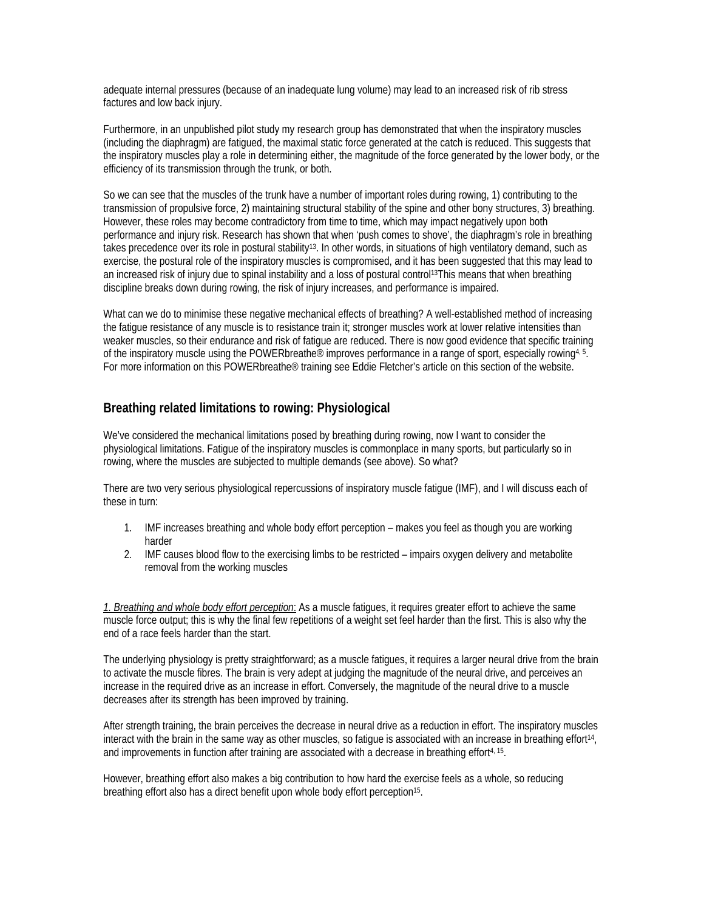adequate internal pressures (because of an inadequate lung volume) may lead to an increased risk of rib stress factures and low back injury.

Furthermore, in an unpublished pilot study my research group has demonstrated that when the inspiratory muscles (including the diaphragm) are fatigued, the maximal static force generated at the catch is reduced. This suggests that the inspiratory muscles play a role in determining either, the magnitude of the force generated by the lower body, or the efficiency of its transmission through the trunk, or both.

So we can see that the muscles of the trunk have a number of important roles during rowing, 1) contributing to the transmission of propulsive force, 2) maintaining structural stability of the spine and other bony structures, 3) breathing. However, these roles may become contradictory from time to time, which may impact negatively upon both performance and injury risk. Research has shown that when 'push comes to shove', the diaphragm's role in breathing takes precedence over its role in postural stability[13]. In other words, in situations of high ventilatory demand, such as exercise, the postural role of the inspiratory muscles is compromised, and it has been suggested that this may lead to an increased risk of injury due to spinal instability and a loss of postural control[13]This means that when breathing discipline breaks down during rowing, the risk of injury increases, and performance is impaired.

What can we do to minimise these negative mechanical effects of breathing? A well-established method of increasing the fatigue resistance of any muscle is to resistance train it; stronger muscles work at lower relative intensities than weaker muscles, so their endurance and risk of fatigue are reduced. There is now good evidence that specific training of the inspiratory muscle using the POWERbreathe® improves performance in a range of sport, especially rowing[4, 5]. For more information on this POWERbreathe® training see Eddie Fletcher's article on this section of the website.

## Breathing related limitations to rowing: Physiological

We've considered the mechanical limitations posed by breathing during rowing, now I want to consider the physiological limitations. Fatigue of the inspiratory muscles is commonplace in many sports, but particularly so in rowing, where the muscles are subjected to multiple demands (see above). So what?

There are two very serious physiological repercussions of inspiratory muscle fatigue (IMF), and I will discuss each of these in turn:

1. IMF increases breathing and whole body effort perception – makes you feel as though you are working harder
2. IMF causes blood flow to the exercising limbs to be restricted – impairs oxygen delivery and metabolite removal from the working muscles

*<u>1. Breathing and whole body effort perception</u>*: As a muscle fatigues, it requires greater effort to achieve the same muscle force output; this is why the final few repetitions of a weight set feel harder than the first. This is also why the end of a race feels harder than the start.

The underlying physiology is pretty straightforward; as a muscle fatigues, it requires a larger neural drive from the brain to activate the muscle fibres. The brain is very adept at judging the magnitude of the neural drive, and perceives an increase in the required drive as an increase in effort. Conversely, the magnitude of the neural drive to a muscle decreases after its strength has been improved by training.

After strength training, the brain perceives the decrease in neural drive as a reduction in effort. The inspiratory muscles interact with the brain in the same way as other muscles, so fatigue is associated with an increase in breathing effort[14], and improvements in function after training are associated with a decrease in breathing effort[4, 15].

However, breathing effort also makes a big contribution to how hard the exercise feels as a whole, so reducing breathing effort also has a direct benefit upon whole body effort perception[15].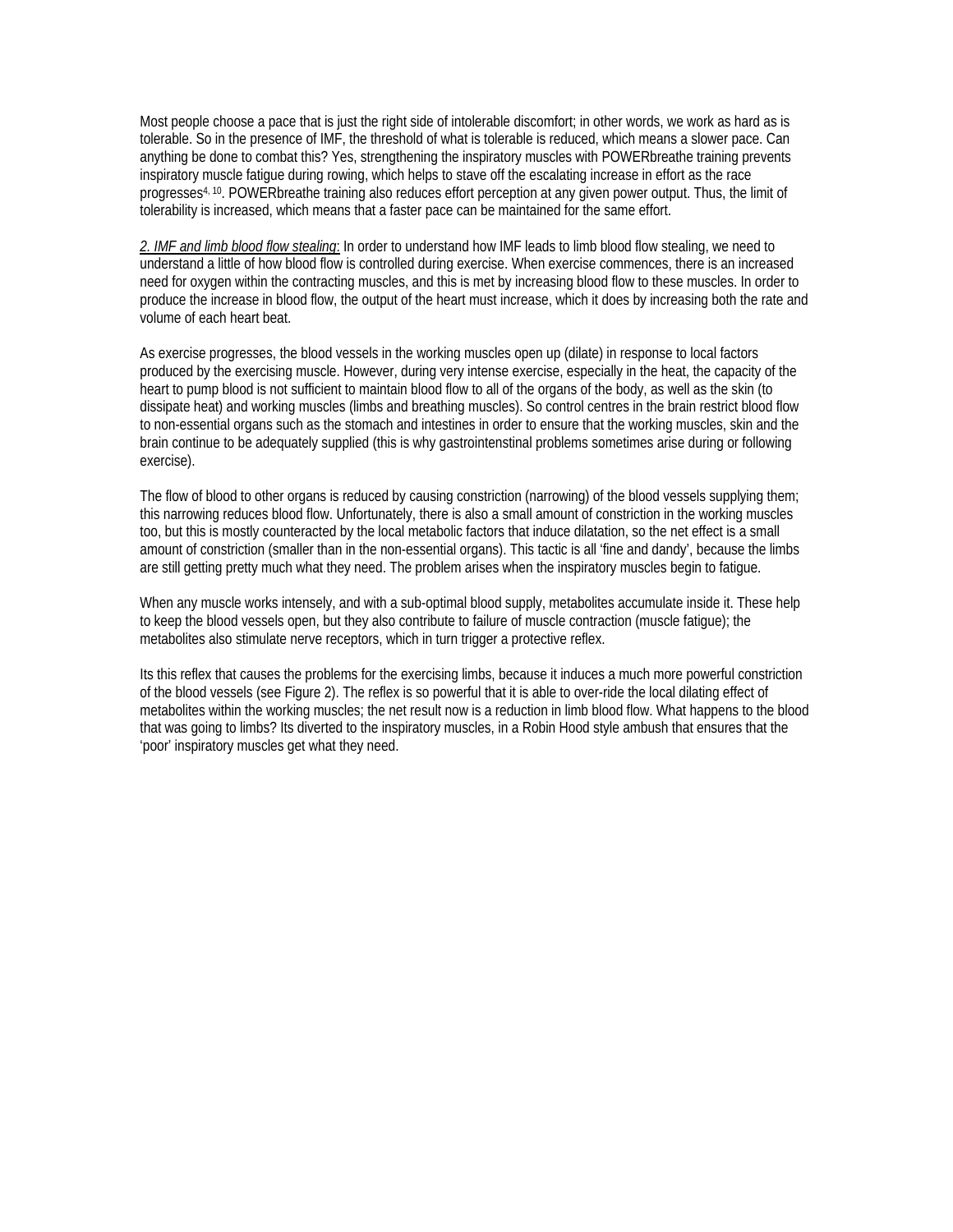Most people choose a pace that is just the right side of intolerable discomfort; in other words, we work as hard as is tolerable. So in the presence of IMF, the threshold of what is tolerable is reduced, which means a slower pace. Can anything be done to combat this? Yes, strengthening the inspiratory muscles with POWERbreathe training prevents inspiratory muscle fatigue during rowing, which helps to stave off the escalating increase in effort as the race progresses[4, 10]. POWERbreathe training also reduces effort perception at any given power output. Thus, the limit of tolerability is increased, which means that a faster pace can be maintained for the same effort.

*2. IMF and limb blood flow stealing*: In order to understand how IMF leads to limb blood flow stealing, we need to understand a little of how blood flow is controlled during exercise. When exercise commences, there is an increased need for oxygen within the contracting muscles, and this is met by increasing blood flow to these muscles. In order to produce the increase in blood flow, the output of the heart must increase, which it does by increasing both the rate and volume of each heart beat.

As exercise progresses, the blood vessels in the working muscles open up (dilate) in response to local factors produced by the exercising muscle. However, during very intense exercise, especially in the heat, the capacity of the heart to pump blood is not sufficient to maintain blood flow to all of the organs of the body, as well as the skin (to dissipate heat) and working muscles (limbs and breathing muscles). So control centres in the brain restrict blood flow to non-essential organs such as the stomach and intestines in order to ensure that the working muscles, skin and the brain continue to be adequately supplied (this is why gastrointenstinal problems sometimes arise during or following exercise).

The flow of blood to other organs is reduced by causing constriction (narrowing) of the blood vessels supplying them; this narrowing reduces blood flow. Unfortunately, there is also a small amount of constriction in the working muscles too, but this is mostly counteracted by the local metabolic factors that induce dilatation, so the net effect is a small amount of constriction (smaller than in the non-essential organs). This tactic is all 'fine and dandy', because the limbs are still getting pretty much what they need. The problem arises when the inspiratory muscles begin to fatigue.

When any muscle works intensely, and with a sub-optimal blood supply, metabolites accumulate inside it. These help to keep the blood vessels open, but they also contribute to failure of muscle contraction (muscle fatigue); the metabolites also stimulate nerve receptors, which in turn trigger a protective reflex.

Its this reflex that causes the problems for the exercising limbs, because it induces a much more powerful constriction of the blood vessels (see Figure 2). The reflex is so powerful that it is able to over-ride the local dilating effect of metabolites within the working muscles; the net result now is a reduction in limb blood flow. What happens to the blood that was going to limbs? Its diverted to the inspiratory muscles, in a Robin Hood style ambush that ensures that the 'poor' inspiratory muscles get what they need.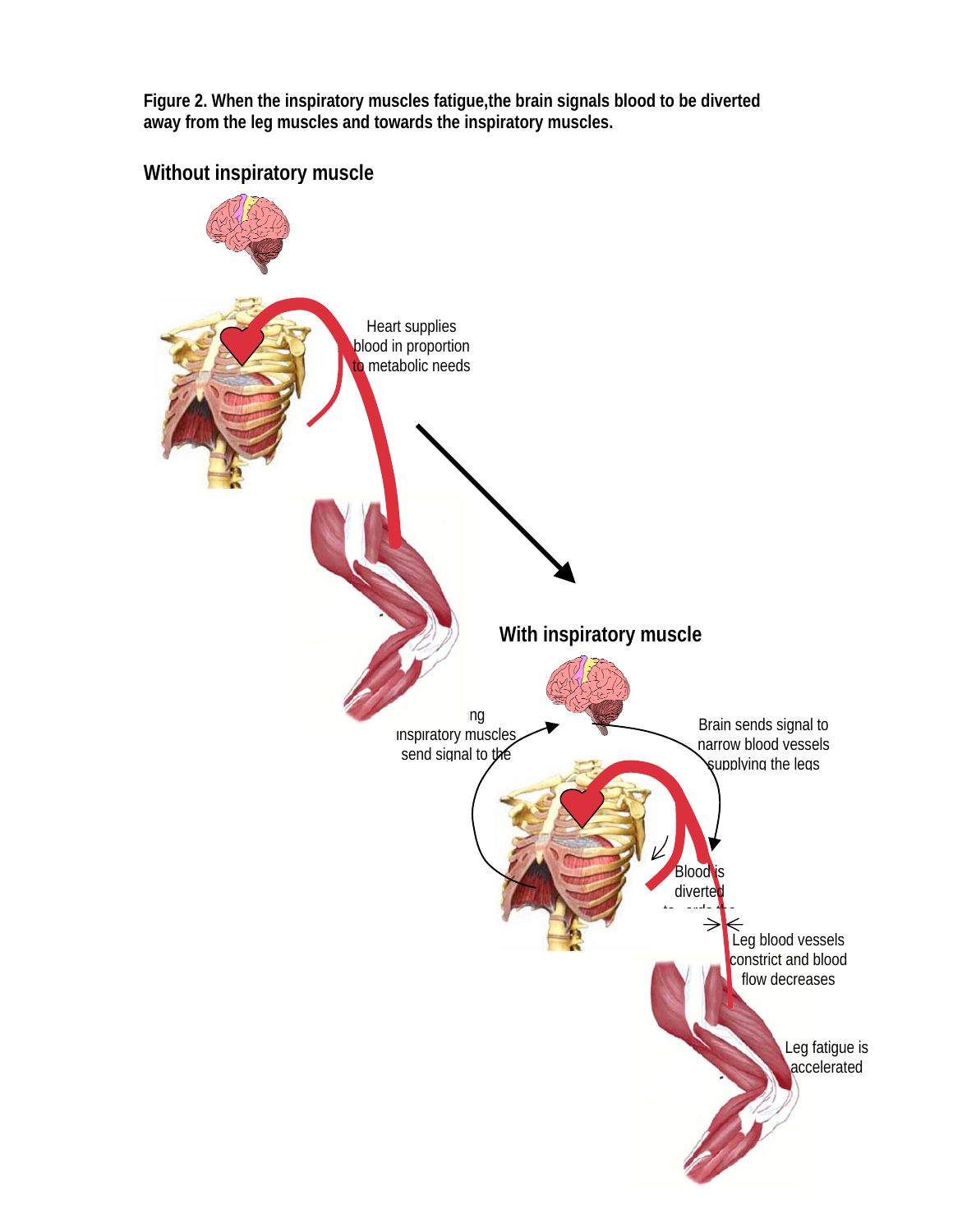**Figure 2. When the inspiratory muscles fatigue,the brain signals blood to be diverted away from the leg muscles and towards the inspiratory muscles.**

**Without inspiratory muscle**

Heart supplies blood in proportion to metabolic needs

**With inspiratory muscle**

ing inspiratory muscles send signal to the

Brain sends signal to narrow blood vessels supplying the legs

Blood is diverted

Leg blood vessels constrict and blood flow decreases

Leg fatigue is accelerated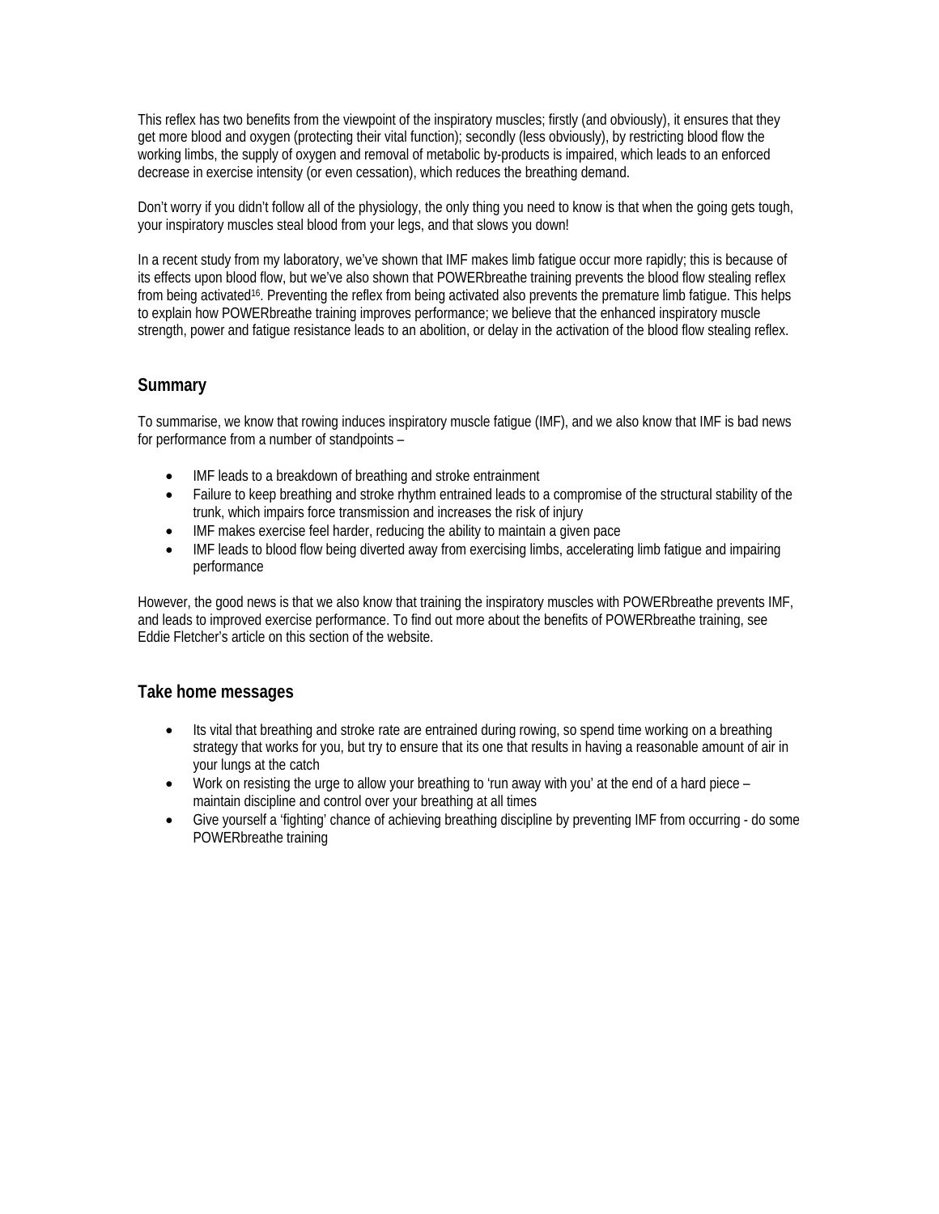This reflex has two benefits from the viewpoint of the inspiratory muscles; firstly (and obviously), it ensures that they get more blood and oxygen (protecting their vital function); secondly (less obviously), by restricting blood flow the working limbs, the supply of oxygen and removal of metabolic by-products is impaired, which leads to an enforced decrease in exercise intensity (or even cessation), which reduces the breathing demand.

Don't worry if you didn't follow all of the physiology, the only thing you need to know is that when the going gets tough, your inspiratory muscles steal blood from your legs, and that slows you down!

In a recent study from my laboratory, we've shown that IMF makes limb fatigue occur more rapidly; this is because of its effects upon blood flow, but we've also shown that POWERbreathe training prevents the blood flow stealing reflex from being activated[16]. Preventing the reflex from being activated also prevents the premature limb fatigue. This helps to explain how POWERbreathe training improves performance; we believe that the enhanced inspiratory muscle strength, power and fatigue resistance leads to an abolition, or delay in the activation of the blood flow stealing reflex.

## Summary

To summarise, we know that rowing induces inspiratory muscle fatigue (IMF), and we also know that IMF is bad news for performance from a number of standpoints –

- IMF leads to a breakdown of breathing and stroke entrainment
- Failure to keep breathing and stroke rhythm entrained leads to a compromise of the structural stability of the trunk, which impairs force transmission and increases the risk of injury
- IMF makes exercise feel harder, reducing the ability to maintain a given pace
- IMF leads to blood flow being diverted away from exercising limbs, accelerating limb fatigue and impairing performance

However, the good news is that we also know that training the inspiratory muscles with POWERbreathe prevents IMF, and leads to improved exercise performance. To find out more about the benefits of POWERbreathe training, see Eddie Fletcher's article on this section of the website.

## Take home messages

- Its vital that breathing and stroke rate are entrained during rowing, so spend time working on a breathing strategy that works for you, but try to ensure that its one that results in having a reasonable amount of air in your lungs at the catch
- Work on resisting the urge to allow your breathing to 'run away with you' at the end of a hard piece – maintain discipline and control over your breathing at all times
- Give yourself a 'fighting' chance of achieving breathing discipline by preventing IMF from occurring - do some POWERbreathe training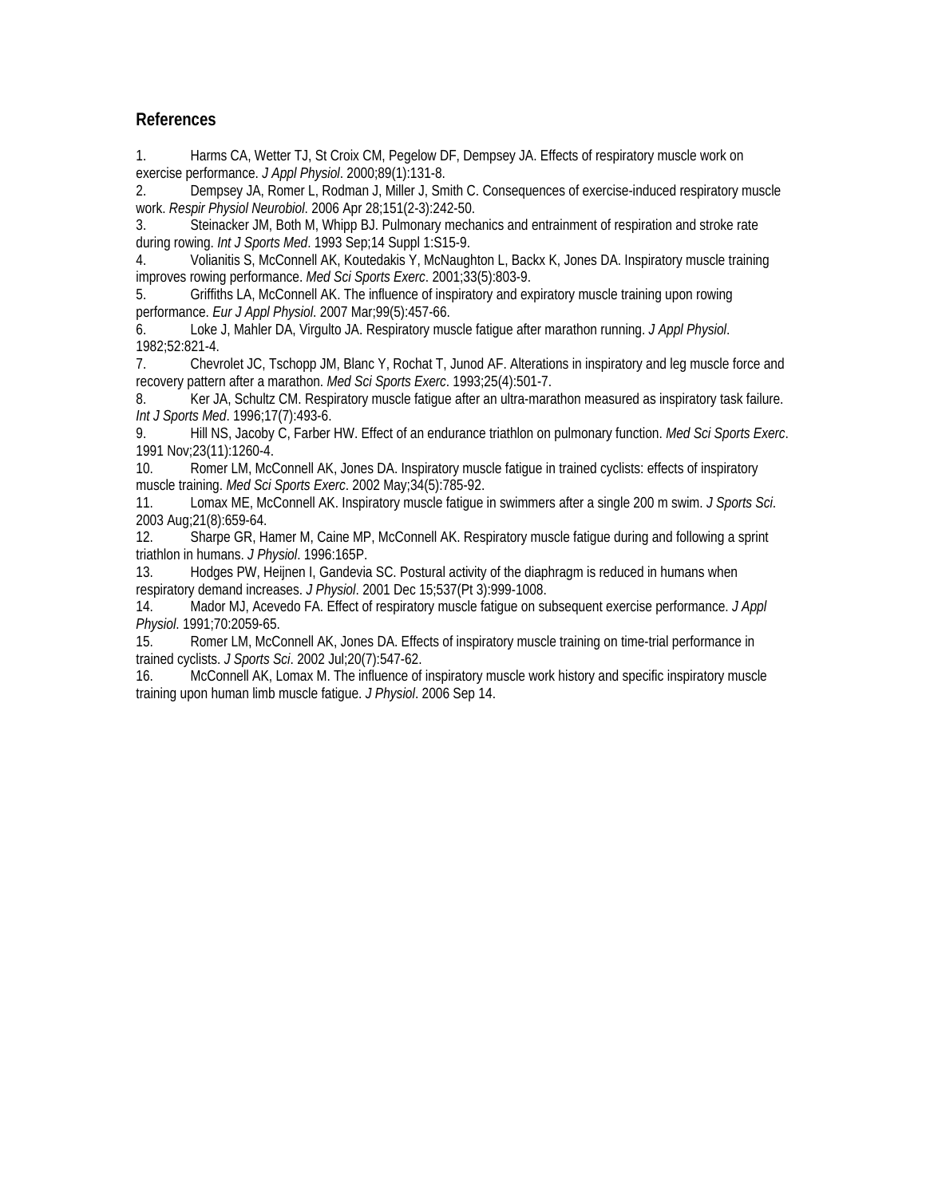## References

1. Harms CA, Wetter TJ, St Croix CM, Pegelow DF, Dempsey JA. Effects of respiratory muscle work on exercise performance. *J Appl Physiol*. 2000;89(1):131-8.
2. Dempsey JA, Romer L, Rodman J, Miller J, Smith C. Consequences of exercise-induced respiratory muscle work. *Respir Physiol Neurobiol*. 2006 Apr 28;151(2-3):242-50.
3. Steinacker JM, Both M, Whipp BJ. Pulmonary mechanics and entrainment of respiration and stroke rate during rowing. *Int J Sports Med*. 1993 Sep;14 Suppl 1:S15-9.
4. Volianitis S, McConnell AK, Koutedakis Y, McNaughton L, Backx K, Jones DA. Inspiratory muscle training improves rowing performance. *Med Sci Sports Exerc*. 2001;33(5):803-9.
5. Griffiths LA, McConnell AK. The influence of inspiratory and expiratory muscle training upon rowing performance. *Eur J Appl Physiol*. 2007 Mar;99(5):457-66.
6. Loke J, Mahler DA, Virgulto JA. Respiratory muscle fatigue after marathon running. *J Appl Physiol*. 1982;52:821-4.
7. Chevrolet JC, Tschopp JM, Blanc Y, Rochat T, Junod AF. Alterations in inspiratory and leg muscle force and recovery pattern after a marathon. *Med Sci Sports Exerc*. 1993;25(4):501-7.
8. Ker JA, Schultz CM. Respiratory muscle fatigue after an ultra-marathon measured as inspiratory task failure. *Int J Sports Med*. 1996;17(7):493-6.
9. Hill NS, Jacoby C, Farber HW. Effect of an endurance triathlon on pulmonary function. *Med Sci Sports Exerc*. 1991 Nov;23(11):1260-4.
10. Romer LM, McConnell AK, Jones DA. Inspiratory muscle fatigue in trained cyclists: effects of inspiratory muscle training. *Med Sci Sports Exerc*. 2002 May;34(5):785-92.
11. Lomax ME, McConnell AK. Inspiratory muscle fatigue in swimmers after a single 200 m swim. *J Sports Sci*. 2003 Aug;21(8):659-64.
12. Sharpe GR, Hamer M, Caine MP, McConnell AK. Respiratory muscle fatigue during and following a sprint triathlon in humans. *J Physiol*. 1996:165P.
13. Hodges PW, Heijnen I, Gandevia SC. Postural activity of the diaphragm is reduced in humans when respiratory demand increases. *J Physiol*. 2001 Dec 15;537(Pt 3):999-1008.
14. Mador MJ, Acevedo FA. Effect of respiratory muscle fatigue on subsequent exercise performance. *J Appl Physiol*. 1991;70:2059-65.
15. Romer LM, McConnell AK, Jones DA. Effects of inspiratory muscle training on time-trial performance in trained cyclists. *J Sports Sci*. 2002 Jul;20(7):547-62.
16. McConnell AK, Lomax M. The influence of inspiratory muscle work history and specific inspiratory muscle training upon human limb muscle fatigue. *J Physiol*. 2006 Sep 14.